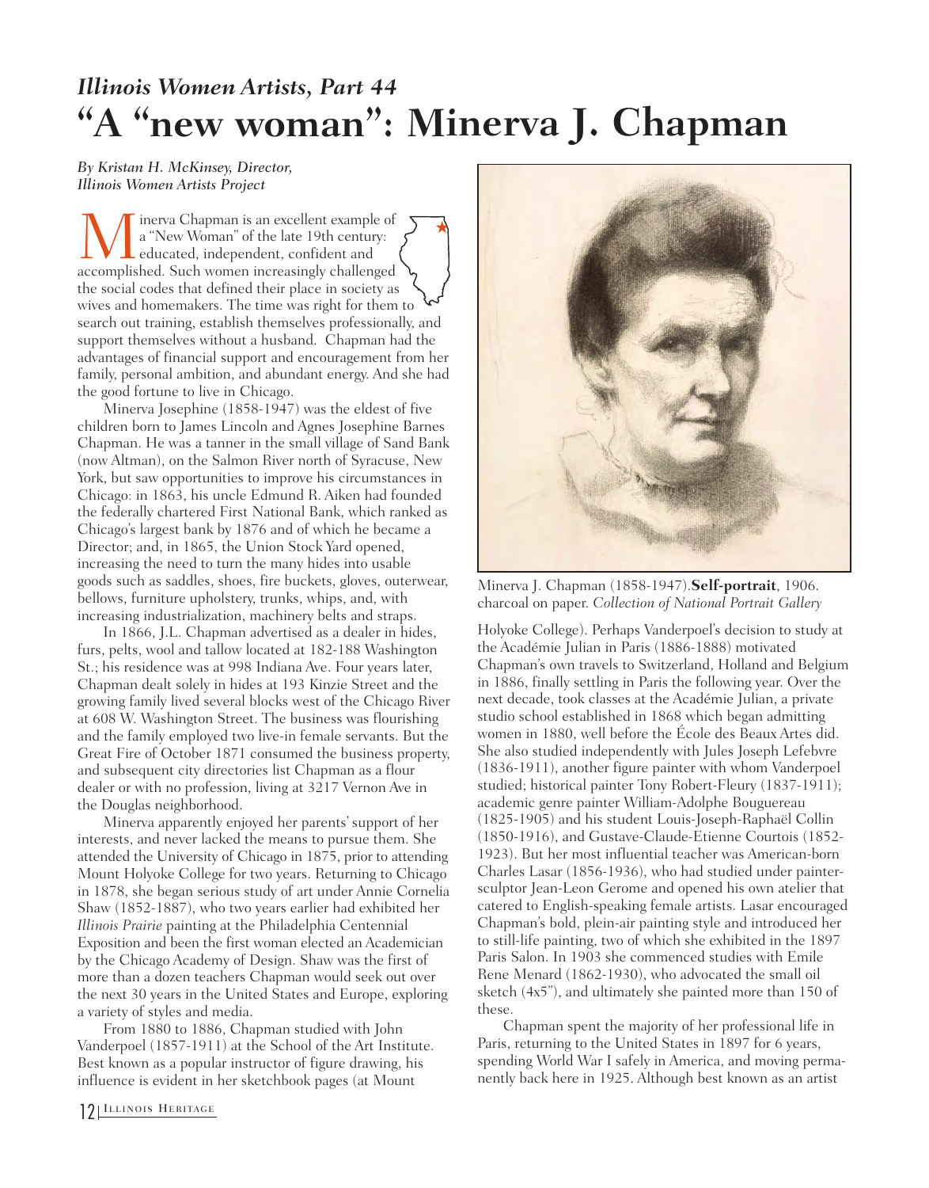## *Illinois Women Artists, Part 44*

# "A "new woman": Minerva J. Chapman

*By Kristan H. McKinsey, Director, Illinois Women Artists Project*

Minerva Chapman is an excellent example of a "New Woman" of the late 19th century: educated, independent, confident and accomplished. Such women increasingly challenged the social codes that defined their place in society as wives and homemakers. The time was right for them to search out training, establish themselves professionally, and support themselves without a husband. Chapman had the advantages of financial support and encouragement from her family, personal ambition, and abundant energy. And she had the good fortune to live in Chicago.

Minerva Josephine (1858-1947) was the eldest of five children born to James Lincoln and Agnes Josephine Barnes Chapman. He was a tanner in the small village of Sand Bank (now Altman), on the Salmon River north of Syracuse, New York, but saw opportunities to improve his circumstances in Chicago: in 1863, his uncle Edmund R. Aiken had founded the federally chartered First National Bank, which ranked as Chicago's largest bank by 1876 and of which he became a Director; and, in 1865, the Union Stock Yard opened, increasing the need to turn the many hides into usable goods such as saddles, shoes, fire buckets, gloves, outerwear, bellows, furniture upholstery, trunks, whips, and, with increasing industrialization, machinery belts and straps.

In 1866, J.L. Chapman advertised as a dealer in hides, furs, pelts, wool and tallow located at 182-188 Washington St.; his residence was at 998 Indiana Ave. Four years later, Chapman dealt solely in hides at 193 Kinzie Street and the growing family lived several blocks west of the Chicago River at 608 W. Washington Street. The business was flourishing and the family employed two live-in female servants. But the Great Fire of October 1871 consumed the business property, and subsequent city directories list Chapman as a flour dealer or with no profession, living at 3217 Vernon Ave in the Douglas neighborhood.

Minerva apparently enjoyed her parents' support of her interests, and never lacked the means to pursue them. She attended the University of Chicago in 1875, prior to attending Mount Holyoke College for two years. Returning to Chicago in 1878, she began serious study of art under Annie Cornelia Shaw (1852-1887), who two years earlier had exhibited her *Illinois Prairie* painting at the Philadelphia Centennial Exposition and been the first woman elected an Academician by the Chicago Academy of Design. Shaw was the first of more than a dozen teachers Chapman would seek out over the next 30 years in the United States and Europe, exploring a variety of styles and media.

From 1880 to 1886, Chapman studied with John Vanderpoel (1857-1911) at the School of the Art Institute. Best known as a popular instructor of figure drawing, his influence is evident in her sketchbook pages (at Mount Holyoke College). Perhaps Vanderpoel's decision to study at the Académie Julian in Paris (1886-1888) motivated Chapman's own travels to Switzerland, Holland and Belgium in 1886, finally settling in Paris the following year. Over the next decade, took classes at the Académie Julian, a private studio school established in 1868 which began admitting women in 1880, well before the École des Beaux Artes did. She also studied independently with Jules Joseph Lefebvre (1836-1911), another figure painter with whom Vanderpoel studied; historical painter Tony Robert-Fleury (1837-1911); academic genre painter William-Adolphe Bouguereau (1825-1905) and his student Louis-Joseph-Raphaël Collin (1850-1916), and Gustave-Claude-Etienne Courtois (1852-1923). But her most influential teacher was American-born Charles Lasar (1856-1936), who had studied under painter-sculptor Jean-Leon Gerome and opened his own atelier that catered to English-speaking female artists. Lasar encouraged Chapman's bold, plein-air painting style and introduced her to still-life painting, two of which she exhibited in the 1897 Paris Salon. In 1903 she commenced studies with Emile Rene Menard (1862-1930), who advocated the small oil sketch (4x5"), and ultimately she painted more than 150 of these.

Minerva J. Chapman (1858-1947).**Self-portrait**, 1906. charcoal on paper. *Collection of National Portrait Gallery*

Chapman spent the majority of her professional life in Paris, returning to the United States in 1897 for 6 years, spending World War I safely in America, and moving permanently back here in 1925. Although best known as an artist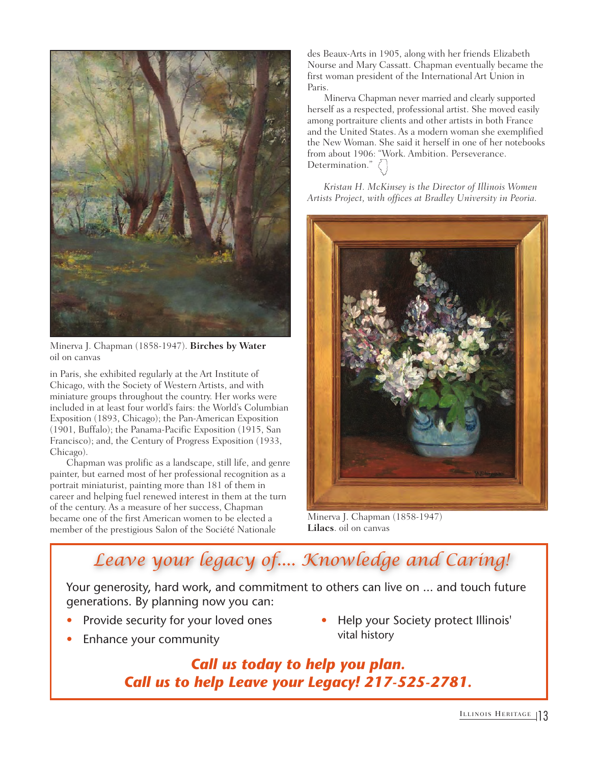Minerva J. Chapman (1858-1947). **Birches by Water**
oil on canvas

in Paris, she exhibited regularly at the Art Institute of Chicago, with the Society of Western Artists, and with miniature groups throughout the country. Her works were included in at least four world's fairs: the World's Columbian Exposition (1893, Chicago); the Pan-American Exposition (1901, Buffalo); the Panama-Pacific Exposition (1915, San Francisco); and, the Century of Progress Exposition (1933, Chicago).

Chapman was prolific as a landscape, still life, and genre painter, but earned most of her professional recognition as a portrait miniaturist, painting more than 181 of them in career and helping fuel renewed interest in them at the turn of the century. As a measure of her success, Chapman became one of the first American women to be elected a member of the prestigious Salon of the Société Nationale des Beaux-Arts in 1905, along with her friends Elizabeth Nourse and Mary Cassatt. Chapman eventually became the first woman president of the International Art Union in Paris.

Minerva Chapman never married and clearly supported herself as a respected, professional artist. She moved easily among portraiture clients and other artists in both France and the United States. As a modern woman she exemplified the New Woman. She said it herself in one of her notebooks from about 1906: "Work. Ambition. Perseverance. Determination."

*Kristan H. McKinsey is the Director of Illinois Women Artists Project, with offices at Bradley University in Peoria.*

Minerva J. Chapman (1858-1947)
**Lilacs**. oil on canvas

## *Leave your legacy of.... Knowledge and Caring!*

Your generosity, hard work, and commitment to others can live on ... and touch future generations. By planning now you can:

- Provide security for your loved ones
- Enhance your community
- Help your Society protect Illinois' vital history

***Call us today to help you plan.***
***Call us to help Leave your Legacy! 217-525-2781.***